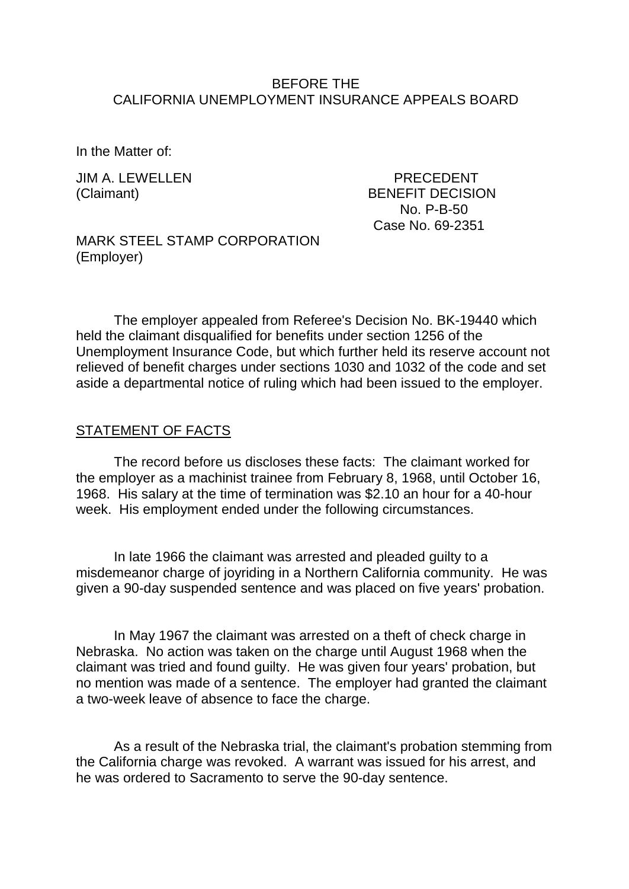BEFORE THE
CALIFORNIA UNEMPLOYMENT INSURANCE APPEALS BOARD

In the Matter of:

JIM A. LEWELLEN
(Claimant)

PRECEDENT
BENEFIT DECISION
No. P-B-50
Case No. 69-2351

MARK STEEL STAMP CORPORATION
(Employer)

The employer appealed from Referee's Decision No. BK-19440 which held the claimant disqualified for benefits under section 1256 of the Unemployment Insurance Code, but which further held its reserve account not relieved of benefit charges under sections 1030 and 1032 of the code and set aside a departmental notice of ruling which had been issued to the employer.

## STATEMENT OF FACTS

The record before us discloses these facts: The claimant worked for the employer as a machinist trainee from February 8, 1968, until October 16, 1968. His salary at the time of termination was $2.10 an hour for a 40-hour week. His employment ended under the following circumstances.

In late 1966 the claimant was arrested and pleaded guilty to a misdemeanor charge of joyriding in a Northern California community. He was given a 90-day suspended sentence and was placed on five years' probation.

In May 1967 the claimant was arrested on a theft of check charge in Nebraska. No action was taken on the charge until August 1968 when the claimant was tried and found guilty. He was given four years' probation, but no mention was made of a sentence. The employer had granted the claimant a two-week leave of absence to face the charge.

As a result of the Nebraska trial, the claimant's probation stemming from the California charge was revoked. A warrant was issued for his arrest, and he was ordered to Sacramento to serve the 90-day sentence.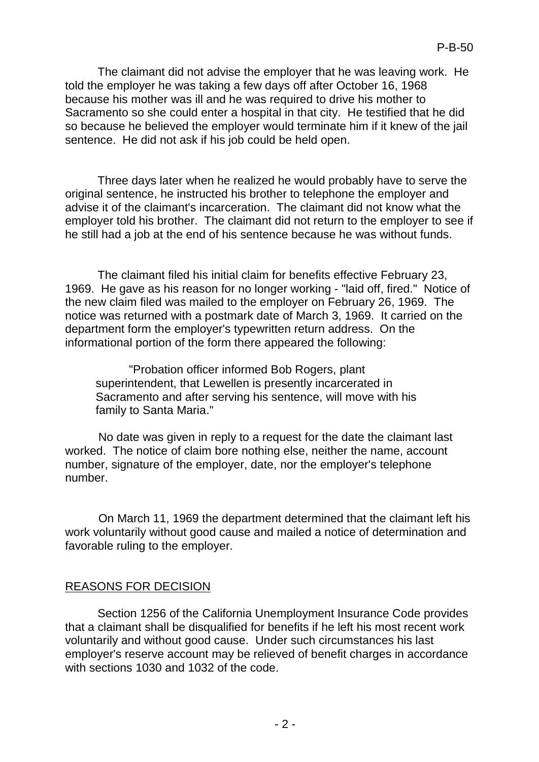The claimant did not advise the employer that he was leaving work. He told the employer he was taking a few days off after October 16, 1968 because his mother was ill and he was required to drive his mother to Sacramento so she could enter a hospital in that city. He testified that he did so because he believed the employer would terminate him if it knew of the jail sentence. He did not ask if his job could be held open.

Three days later when he realized he would probably have to serve the original sentence, he instructed his brother to telephone the employer and advise it of the claimant's incarceration. The claimant did not know what the employer told his brother. The claimant did not return to the employer to see if he still had a job at the end of his sentence because he was without funds.

The claimant filed his initial claim for benefits effective February 23, 1969. He gave as his reason for no longer working - "laid off, fired." Notice of the new claim filed was mailed to the employer on February 26, 1969. The notice was returned with a postmark date of March 3, 1969. It carried on the department form the employer's typewritten return address. On the informational portion of the form there appeared the following:

> "Probation officer informed Bob Rogers, plant superintendent, that Lewellen is presently incarcerated in Sacramento and after serving his sentence, will move with his family to Santa Maria."

No date was given in reply to a request for the date the claimant last worked. The notice of claim bore nothing else, neither the name, account number, signature of the employer, date, nor the employer's telephone number.

On March 11, 1969 the department determined that the claimant left his work voluntarily without good cause and mailed a notice of determination and favorable ruling to the employer.

## REASONS FOR DECISION

Section 1256 of the California Unemployment Insurance Code provides that a claimant shall be disqualified for benefits if he left his most recent work voluntarily and without good cause. Under such circumstances his last employer's reserve account may be relieved of benefit charges in accordance with sections 1030 and 1032 of the code.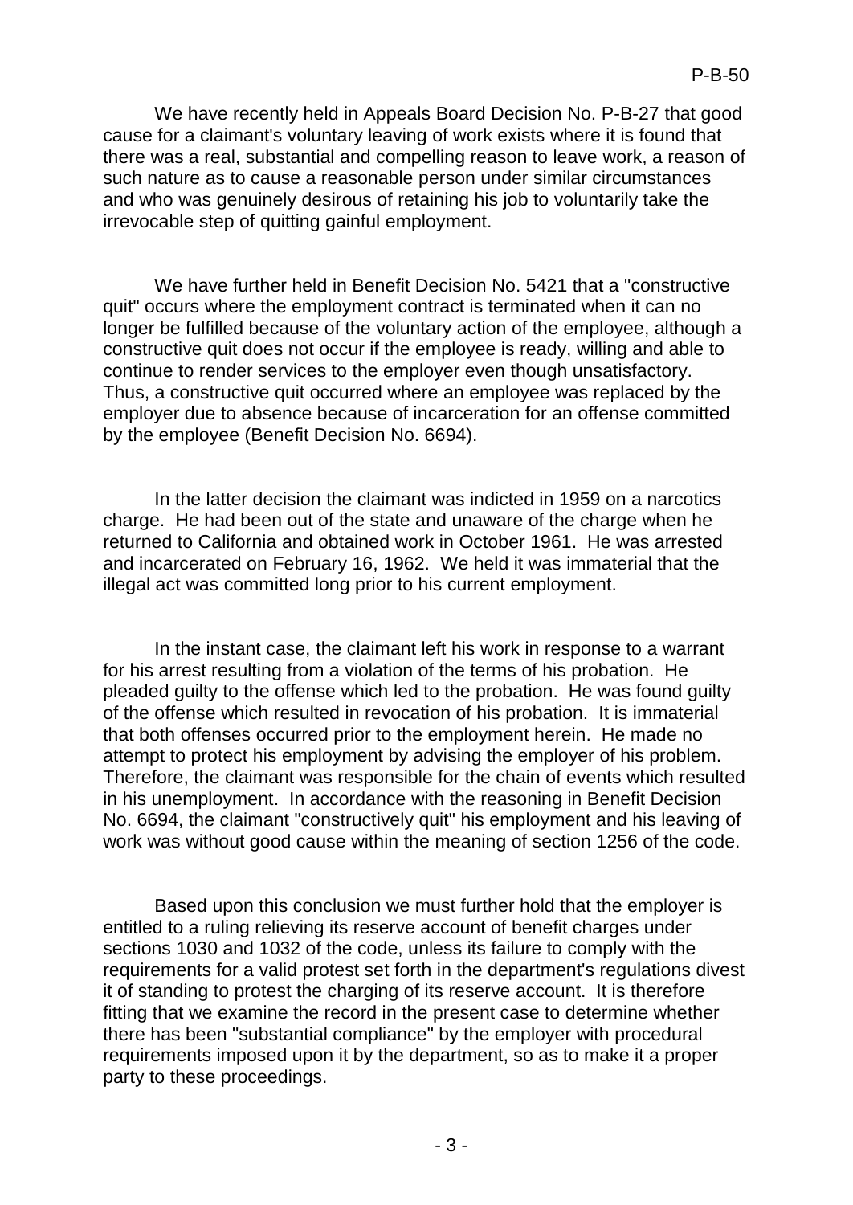We have recently held in Appeals Board Decision No. P-B-27 that good cause for a claimant's voluntary leaving of work exists where it is found that there was a real, substantial and compelling reason to leave work, a reason of such nature as to cause a reasonable person under similar circumstances and who was genuinely desirous of retaining his job to voluntarily take the irrevocable step of quitting gainful employment.

We have further held in Benefit Decision No. 5421 that a "constructive quit" occurs where the employment contract is terminated when it can no longer be fulfilled because of the voluntary action of the employee, although a constructive quit does not occur if the employee is ready, willing and able to continue to render services to the employer even though unsatisfactory. Thus, a constructive quit occurred where an employee was replaced by the employer due to absence because of incarceration for an offense committed by the employee (Benefit Decision No. 6694).

In the latter decision the claimant was indicted in 1959 on a narcotics charge. He had been out of the state and unaware of the charge when he returned to California and obtained work in October 1961. He was arrested and incarcerated on February 16, 1962. We held it was immaterial that the illegal act was committed long prior to his current employment.

In the instant case, the claimant left his work in response to a warrant for his arrest resulting from a violation of the terms of his probation. He pleaded guilty to the offense which led to the probation. He was found guilty of the offense which resulted in revocation of his probation. It is immaterial that both offenses occurred prior to the employment herein. He made no attempt to protect his employment by advising the employer of his problem. Therefore, the claimant was responsible for the chain of events which resulted in his unemployment. In accordance with the reasoning in Benefit Decision No. 6694, the claimant "constructively quit" his employment and his leaving of work was without good cause within the meaning of section 1256 of the code.

Based upon this conclusion we must further hold that the employer is entitled to a ruling relieving its reserve account of benefit charges under sections 1030 and 1032 of the code, unless its failure to comply with the requirements for a valid protest set forth in the department's regulations divest it of standing to protest the charging of its reserve account. It is therefore fitting that we examine the record in the present case to determine whether there has been "substantial compliance" by the employer with procedural requirements imposed upon it by the department, so as to make it a proper party to these proceedings.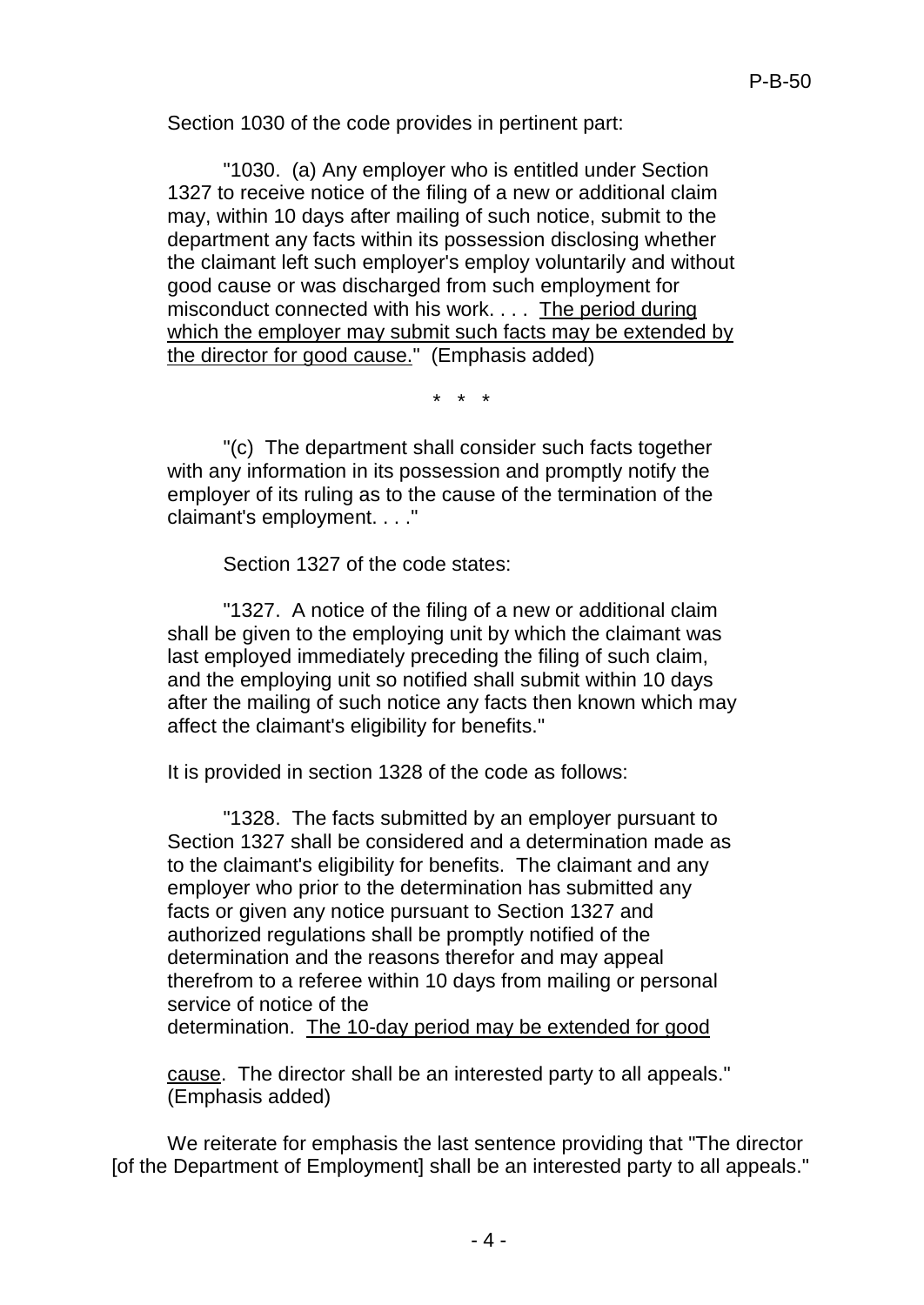Section 1030 of the code provides in pertinent part:

> "1030. (a) Any employer who is entitled under Section 1327 to receive notice of the filing of a new or additional claim may, within 10 days after mailing of such notice, submit to the department any facts within its possession disclosing whether the claimant left such employer's employ voluntarily and without good cause or was discharged from such employment for misconduct connected with his work. . . . <u>The period during which the employer may submit such facts may be extended by the director for good cause.</u>" (Emphasis added)
>
> \* \* \*
>
> "(c) The department shall consider such facts together with any information in its possession and promptly notify the employer of its ruling as to the cause of the termination of the claimant's employment. . . ."

Section 1327 of the code states:

> "1327. A notice of the filing of a new or additional claim shall be given to the employing unit by which the claimant was last employed immediately preceding the filing of such claim, and the employing unit so notified shall submit within 10 days after the mailing of such notice any facts then known which may affect the claimant's eligibility for benefits."

It is provided in section 1328 of the code as follows:

> "1328. The facts submitted by an employer pursuant to Section 1327 shall be considered and a determination made as to the claimant's eligibility for benefits. The claimant and any employer who prior to the determination has submitted any facts or given any notice pursuant to Section 1327 and authorized regulations shall be promptly notified of the determination and the reasons therefor and may appeal therefrom to a referee within 10 days from mailing or personal service of notice of the determination. <u>The 10-day period may be extended for good cause</u>. The director shall be an interested party to all appeals." (Emphasis added)

We reiterate for emphasis the last sentence providing that "The director [of the Department of Employment] shall be an interested party to all appeals."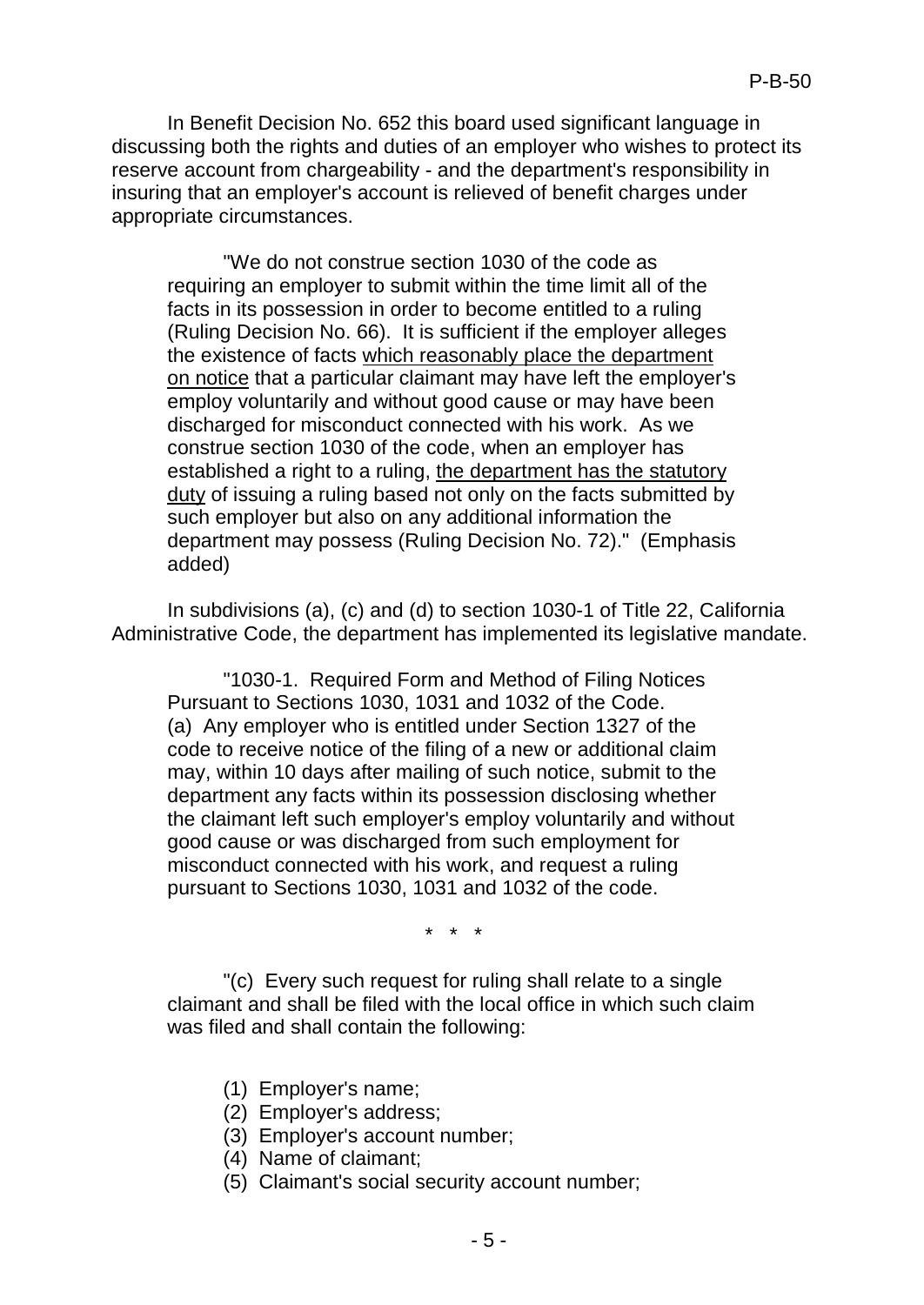In Benefit Decision No. 652 this board used significant language in discussing both the rights and duties of an employer who wishes to protect its reserve account from chargeability - and the department's responsibility in insuring that an employer's account is relieved of benefit charges under appropriate circumstances.

> "We do not construe section 1030 of the code as requiring an employer to submit within the time limit all of the facts in its possession in order to become entitled to a ruling (Ruling Decision No. 66). It is sufficient if the employer alleges the existence of facts <u>which reasonably place the department on notice</u> that a particular claimant may have left the employer's employ voluntarily and without good cause or may have been discharged for misconduct connected with his work. As we construe section 1030 of the code, when an employer has established a right to a ruling, <u>the department has the statutory duty</u> of issuing a ruling based not only on the facts submitted by such employer but also on any additional information the department may possess (Ruling Decision No. 72)." (Emphasis added)

In subdivisions (a), (c) and (d) to section 1030-1 of Title 22, California Administrative Code, the department has implemented its legislative mandate.

> "1030-1. Required Form and Method of Filing Notices Pursuant to Sections 1030, 1031 and 1032 of the Code.
> (a) Any employer who is entitled under Section 1327 of the code to receive notice of the filing of a new or additional claim may, within 10 days after mailing of such notice, submit to the department any facts within its possession disclosing whether the claimant left such employer's employ voluntarily and without good cause or was discharged from such employment for misconduct connected with his work, and request a ruling pursuant to Sections 1030, 1031 and 1032 of the code.
>
> \* \* \*
>
> "(c) Every such request for ruling shall relate to a single claimant and shall be filed with the local office in which such claim was filed and shall contain the following:
>
> (1) Employer's name;
> (2) Employer's address;
> (3) Employer's account number;
> (4) Name of claimant;
> (5) Claimant's social security account number;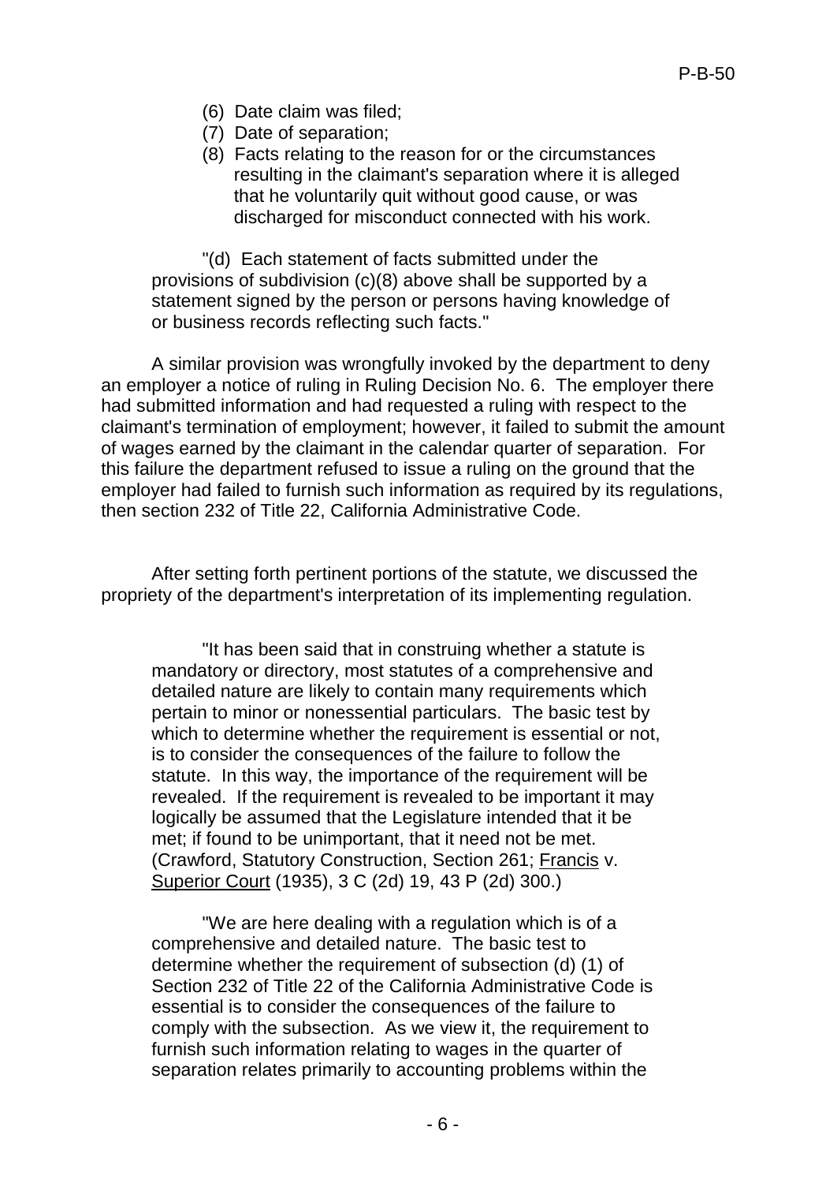(6) Date claim was filed;
(7) Date of separation;
(8) Facts relating to the reason for or the circumstances resulting in the claimant's separation where it is alleged that he voluntarily quit without good cause, or was discharged for misconduct connected with his work.

> "(d) Each statement of facts submitted under the provisions of subdivision (c)(8) above shall be supported by a statement signed by the person or persons having knowledge of or business records reflecting such facts."

A similar provision was wrongfully invoked by the department to deny an employer a notice of ruling in Ruling Decision No. 6. The employer there had submitted information and had requested a ruling with respect to the claimant's termination of employment; however, it failed to submit the amount of wages earned by the claimant in the calendar quarter of separation. For this failure the department refused to issue a ruling on the ground that the employer had failed to furnish such information as required by its regulations, then section 232 of Title 22, California Administrative Code.

After setting forth pertinent portions of the statute, we discussed the propriety of the department's interpretation of its implementing regulation.

> "It has been said that in construing whether a statute is mandatory or directory, most statutes of a comprehensive and detailed nature are likely to contain many requirements which pertain to minor or nonessential particulars. The basic test by which to determine whether the requirement is essential or not, is to consider the consequences of the failure to follow the statute. In this way, the importance of the requirement will be revealed. If the requirement is revealed to be important it may logically be assumed that the Legislature intended that it be met; if found to be unimportant, that it need not be met. (Crawford, Statutory Construction, Section 261; Francis v. Superior Court (1935), 3 C (2d) 19, 43 P (2d) 300.)
>
> "We are here dealing with a regulation which is of a comprehensive and detailed nature. The basic test to determine whether the requirement of subsection (d) (1) of Section 232 of Title 22 of the California Administrative Code is essential is to consider the consequences of the failure to comply with the subsection. As we view it, the requirement to furnish such information relating to wages in the quarter of separation relates primarily to accounting problems within the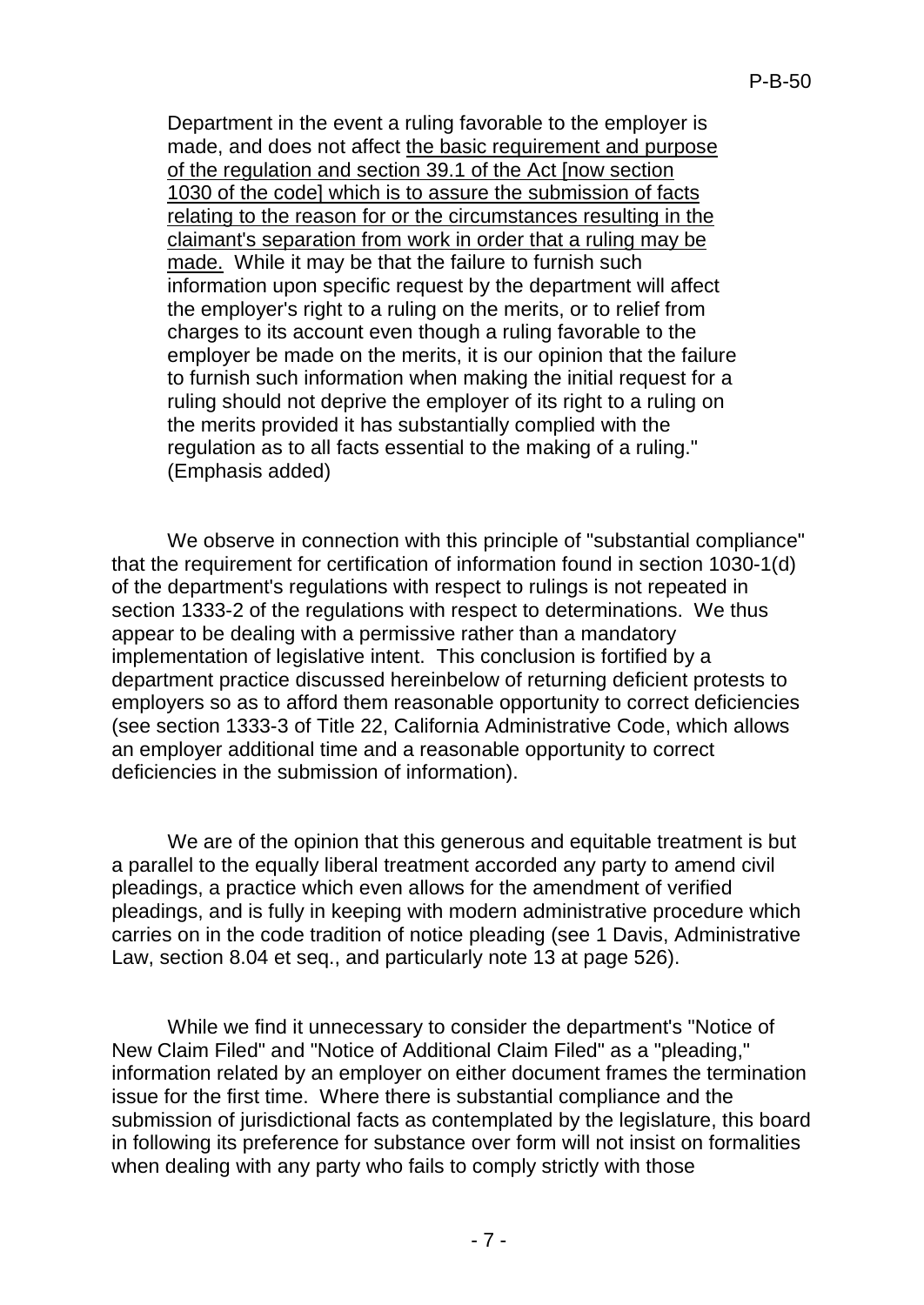Department in the event a ruling favorable to the employer is made, and does not affect <u>the basic requirement and purpose of the regulation and section 39.1 of the Act [now section 1030 of the code] which is to assure the submission of facts relating to the reason for or the circumstances resulting in the claimant's separation from work in order that a ruling may be made.</u> While it may be that the failure to furnish such information upon specific request by the department will affect the employer's right to a ruling on the merits, or to relief from charges to its account even though a ruling favorable to the employer be made on the merits, it is our opinion that the failure to furnish such information when making the initial request for a ruling should not deprive the employer of its right to a ruling on the merits provided it has substantially complied with the regulation as to all facts essential to the making of a ruling." (Emphasis added)

We observe in connection with this principle of "substantial compliance" that the requirement for certification of information found in section 1030-1(d) of the department's regulations with respect to rulings is not repeated in section 1333-2 of the regulations with respect to determinations. We thus appear to be dealing with a permissive rather than a mandatory implementation of legislative intent. This conclusion is fortified by a department practice discussed hereinbelow of returning deficient protests to employers so as to afford them reasonable opportunity to correct deficiencies (see section 1333-3 of Title 22, California Administrative Code, which allows an employer additional time and a reasonable opportunity to correct deficiencies in the submission of information).

We are of the opinion that this generous and equitable treatment is but a parallel to the equally liberal treatment accorded any party to amend civil pleadings, a practice which even allows for the amendment of verified pleadings, and is fully in keeping with modern administrative procedure which carries on in the code tradition of notice pleading (see 1 Davis, Administrative Law, section 8.04 et seq., and particularly note 13 at page 526).

While we find it unnecessary to consider the department's "Notice of New Claim Filed" and "Notice of Additional Claim Filed" as a "pleading," information related by an employer on either document frames the termination issue for the first time. Where there is substantial compliance and the submission of jurisdictional facts as contemplated by the legislature, this board in following its preference for substance over form will not insist on formalities when dealing with any party who fails to comply strictly with those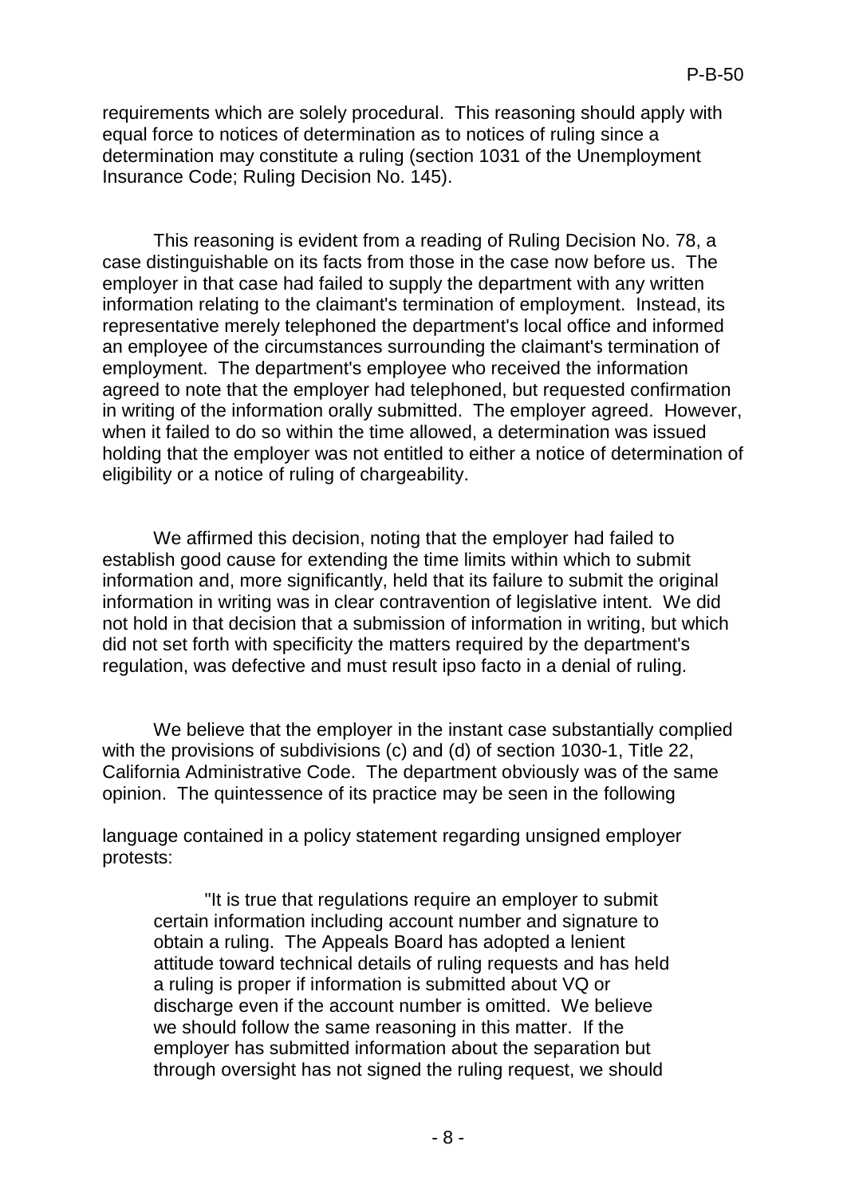requirements which are solely procedural. This reasoning should apply with equal force to notices of determination as to notices of ruling since a determination may constitute a ruling (section 1031 of the Unemployment Insurance Code; Ruling Decision No. 145).

This reasoning is evident from a reading of Ruling Decision No. 78, a case distinguishable on its facts from those in the case now before us. The employer in that case had failed to supply the department with any written information relating to the claimant's termination of employment. Instead, its representative merely telephoned the department's local office and informed an employee of the circumstances surrounding the claimant's termination of employment. The department's employee who received the information agreed to note that the employer had telephoned, but requested confirmation in writing of the information orally submitted. The employer agreed. However, when it failed to do so within the time allowed, a determination was issued holding that the employer was not entitled to either a notice of determination of eligibility or a notice of ruling of chargeability.

We affirmed this decision, noting that the employer had failed to establish good cause for extending the time limits within which to submit information and, more significantly, held that its failure to submit the original information in writing was in clear contravention of legislative intent. We did not hold in that decision that a submission of information in writing, but which did not set forth with specificity the matters required by the department's regulation, was defective and must result ipso facto in a denial of ruling.

We believe that the employer in the instant case substantially complied with the provisions of subdivisions (c) and (d) of section 1030-1, Title 22, California Administrative Code. The department obviously was of the same opinion. The quintessence of its practice may be seen in the following language contained in a policy statement regarding unsigned employer protests:

> "It is true that regulations require an employer to submit certain information including account number and signature to obtain a ruling. The Appeals Board has adopted a lenient attitude toward technical details of ruling requests and has held a ruling is proper if information is submitted about VQ or discharge even if the account number is omitted. We believe we should follow the same reasoning in this matter. If the employer has submitted information about the separation but through oversight has not signed the ruling request, we should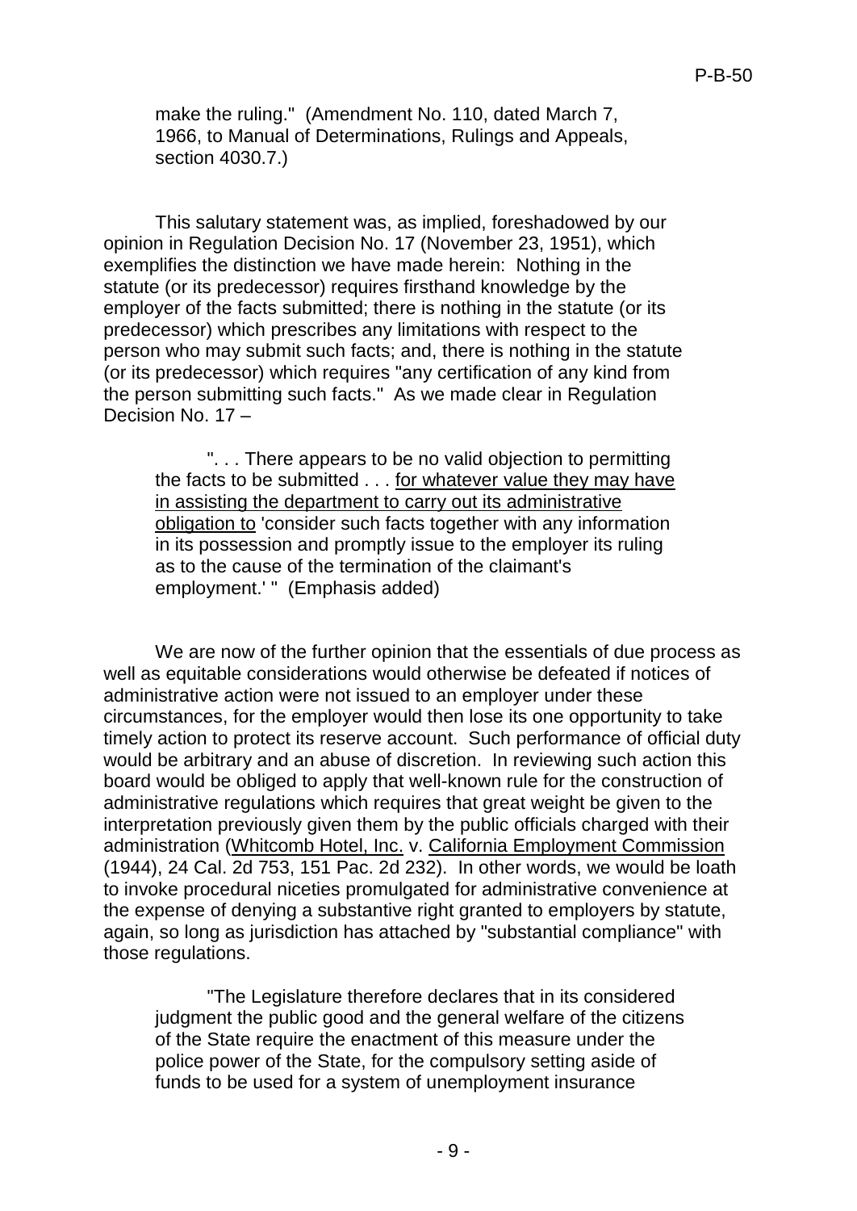make the ruling." (Amendment No. 110, dated March 7, 1966, to Manual of Determinations, Rulings and Appeals, section 4030.7.)

This salutary statement was, as implied, foreshadowed by our opinion in Regulation Decision No. 17 (November 23, 1951), which exemplifies the distinction we have made herein: Nothing in the statute (or its predecessor) requires firsthand knowledge by the employer of the facts submitted; there is nothing in the statute (or its predecessor) which prescribes any limitations with respect to the person who may submit such facts; and, there is nothing in the statute (or its predecessor) which requires "any certification of any kind from the person submitting such facts." As we made clear in Regulation Decision No. 17 –

> ". . . There appears to be no valid objection to permitting the facts to be submitted . . . <u>for whatever value they may have in assisting the department to carry out its administrative obligation to</u> 'consider such facts together with any information in its possession and promptly issue to the employer its ruling as to the cause of the termination of the claimant's employment.' " (Emphasis added)

We are now of the further opinion that the essentials of due process as well as equitable considerations would otherwise be defeated if notices of administrative action were not issued to an employer under these circumstances, for the employer would then lose its one opportunity to take timely action to protect its reserve account. Such performance of official duty would be arbitrary and an abuse of discretion. In reviewing such action this board would be obliged to apply that well-known rule for the construction of administrative regulations which requires that great weight be given to the interpretation previously given them by the public officials charged with their administration (<u>Whitcomb Hotel, Inc.</u> v. <u>California Employment Commission</u> (1944), 24 Cal. 2d 753, 151 Pac. 2d 232). In other words, we would be loath to invoke procedural niceties promulgated for administrative convenience at the expense of denying a substantive right granted to employers by statute, again, so long as jurisdiction has attached by "substantial compliance" with those regulations.

> "The Legislature therefore declares that in its considered judgment the public good and the general welfare of the citizens of the State require the enactment of this measure under the police power of the State, for the compulsory setting aside of funds to be used for a system of unemployment insurance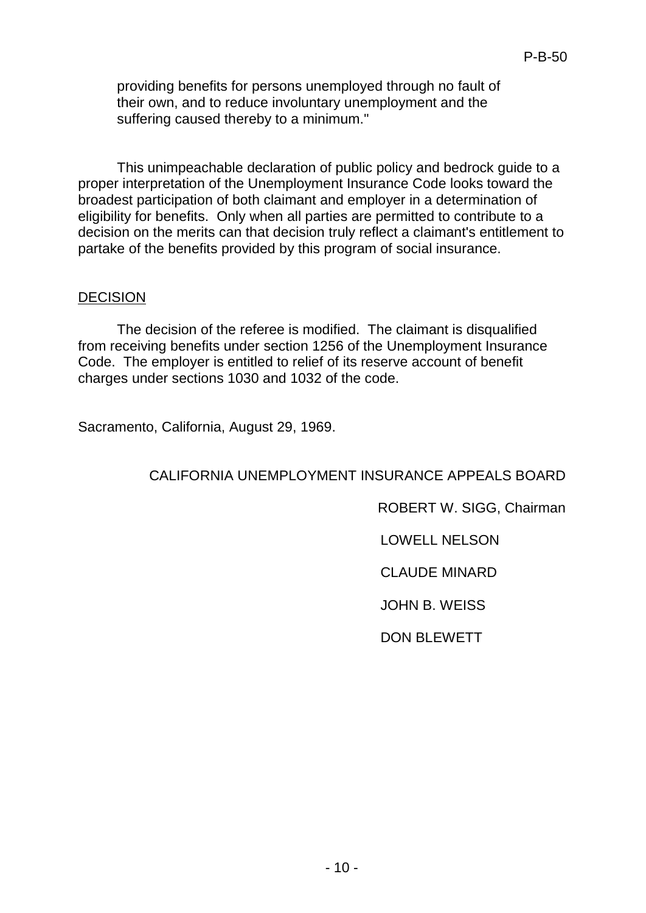providing benefits for persons unemployed through no fault of their own, and to reduce involuntary unemployment and the suffering caused thereby to a minimum."

This unimpeachable declaration of public policy and bedrock guide to a proper interpretation of the Unemployment Insurance Code looks toward the broadest participation of both claimant and employer in a determination of eligibility for benefits. Only when all parties are permitted to contribute to a decision on the merits can that decision truly reflect a claimant's entitlement to partake of the benefits provided by this program of social insurance.

DECISION

The decision of the referee is modified. The claimant is disqualified from receiving benefits under section 1256 of the Unemployment Insurance Code. The employer is entitled to relief of its reserve account of benefit charges under sections 1030 and 1032 of the code.

Sacramento, California, August 29, 1969.

CALIFORNIA UNEMPLOYMENT INSURANCE APPEALS BOARD

ROBERT W. SIGG, Chairman

LOWELL NELSON

CLAUDE MINARD

JOHN B. WEISS

DON BLEWETT